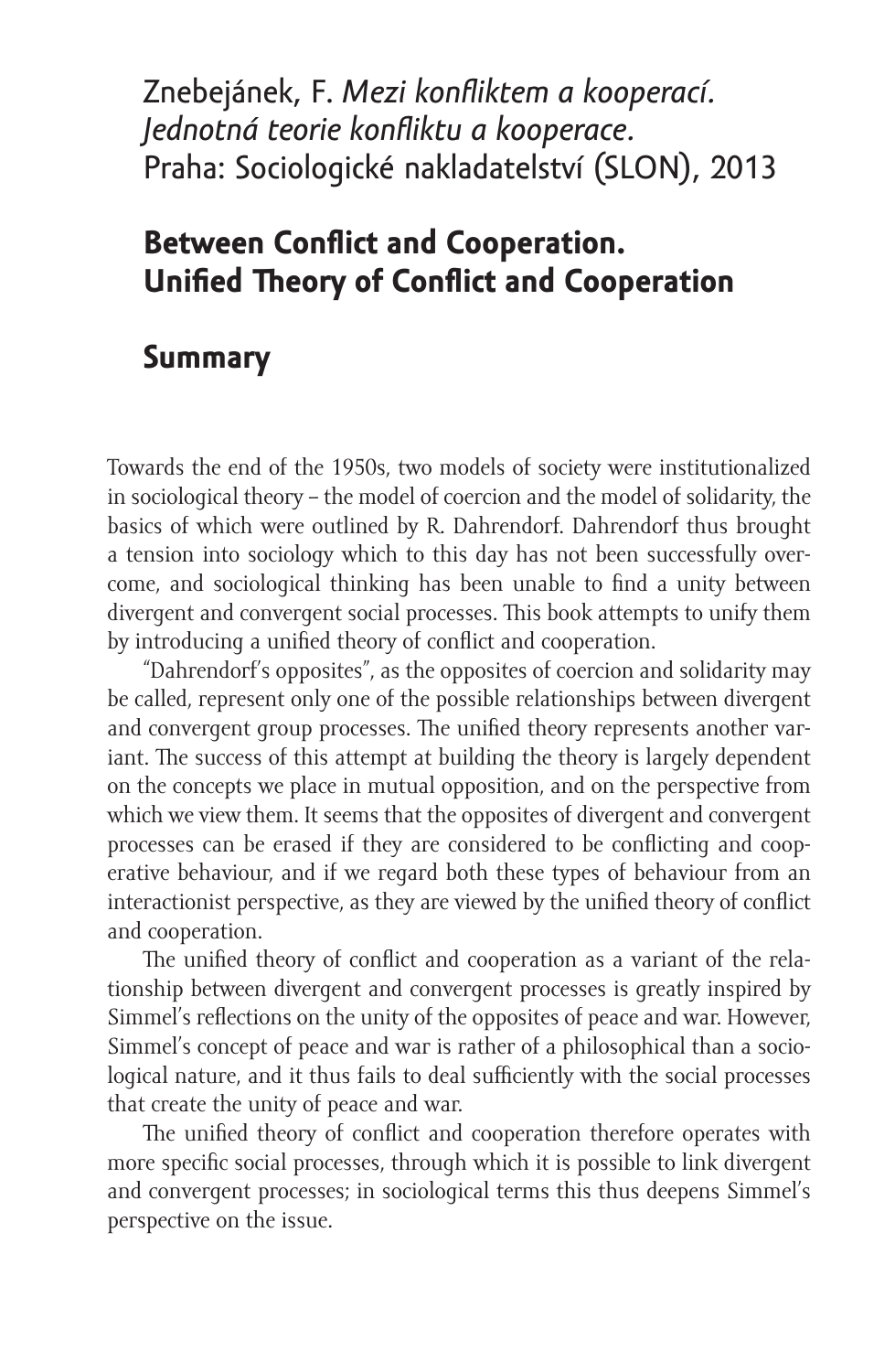Znebejánek, F. *Mezi konfliktem a kooperací. Jednotná teorie konfliktu a kooperace.* Praha: Sociologické nakladatelství (SLON), 2013

# Between Conflict and Cooperation. Unified Theory of Conflict and Cooperation

## Summary

Towards the end of the 1950s, two models of society were institutionalized in sociological theory – the model of coercion and the model of solidarity, the basics of which were outlined by R. Dahrendorf. Dahrendorf thus brought a tension into sociology which to this day has not been successfully overcome, and sociological thinking has been unable to find a unity between divergent and convergent social processes. This book attempts to unify them by introducing a unified theory of conflict and cooperation.

"Dahrendorf's opposites", as the opposites of coercion and solidarity may be called, represent only one of the possible relationships between divergent and convergent group processes. The unified theory represents another variant. The success of this attempt at building the theory is largely dependent on the concepts we place in mutual opposition, and on the perspective from which we view them. It seems that the opposites of divergent and convergent processes can be erased if they are considered to be conflicting and cooperative behaviour, and if we regard both these types of behaviour from an interactionist perspective, as they are viewed by the unified theory of conflict and cooperation.

The unified theory of conflict and cooperation as a variant of the relationship between divergent and convergent processes is greatly inspired by Simmel's reflections on the unity of the opposites of peace and war. However, Simmel's concept of peace and war is rather of a philosophical than a sociological nature, and it thus fails to deal sufficiently with the social processes that create the unity of peace and war.

The unified theory of conflict and cooperation therefore operates with more specific social processes, through which it is possible to link divergent and convergent processes; in sociological terms this thus deepens Simmel's perspective on the issue.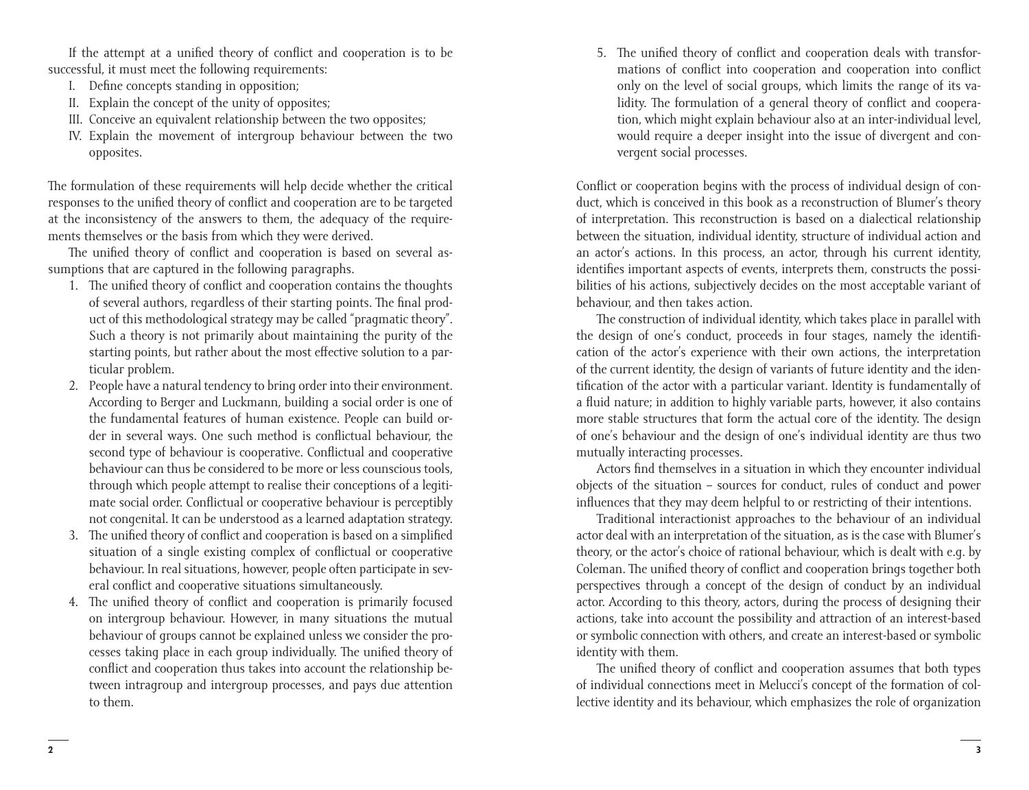If the attempt at a unified theory of conflict and cooperation is to be successful, it must meet the following requirements:

I. Define concepts standing in opposition;
II. Explain the concept of the unity of opposites;
III. Conceive an equivalent relationship between the two opposites;
IV. Explain the movement of intergroup behaviour between the two opposites.

The formulation of these requirements will help decide whether the critical responses to the unified theory of conflict and cooperation are to be targeted at the inconsistency of the answers to them, the adequacy of the requirements themselves or the basis from which they were derived.

The unified theory of conflict and cooperation is based on several assumptions that are captured in the following paragraphs.

1. The unified theory of conflict and cooperation contains the thoughts of several authors, regardless of their starting points. The final product of this methodological strategy may be called "pragmatic theory". Such a theory is not primarily about maintaining the purity of the starting points, but rather about the most effective solution to a particular problem.
2. People have a natural tendency to bring order into their environment. According to Berger and Luckmann, building a social order is one of the fundamental features of human existence. People can build order in several ways. One such method is conflictual behaviour, the second type of behaviour is cooperative. Conflictual and cooperative behaviour can thus be considered to be more or less counscious tools, through which people attempt to realise their conceptions of a legitimate social order. Conflictual or cooperative behaviour is perceptibly not congenital. It can be understood as a learned adaptation strategy.
3. The unified theory of conflict and cooperation is based on a simplified situation of a single existing complex of conflictual or cooperative behaviour. In real situations, however, people often participate in several conflict and cooperative situations simultaneously.
4. The unified theory of conflict and cooperation is primarily focused on intergroup behaviour. However, in many situations the mutual behaviour of groups cannot be explained unless we consider the processes taking place in each group individually. The unified theory of conflict and cooperation thus takes into account the relationship between intragroup and intergroup processes, and pays due attention to them.
5. The unified theory of conflict and cooperation deals with transformations of conflict into cooperation and cooperation into conflict only on the level of social groups, which limits the range of its validity. The formulation of a general theory of conflict and cooperation, which might explain behaviour also at an inter-individual level, would require a deeper insight into the issue of divergent and convergent social processes.

Conflict or cooperation begins with the process of individual design of conduct, which is conceived in this book as a reconstruction of Blumer's theory of interpretation. This reconstruction is based on a dialectical relationship between the situation, individual identity, structure of individual action and an actor's actions. In this process, an actor, through his current identity, identifies important aspects of events, interprets them, constructs the possibilities of his actions, subjectively decides on the most acceptable variant of behaviour, and then takes action.

The construction of individual identity, which takes place in parallel with the design of one's conduct, proceeds in four stages, namely the identification of the actor's experience with their own actions, the interpretation of the current identity, the design of variants of future identity and the identification of the actor with a particular variant. Identity is fundamentally of a fluid nature; in addition to highly variable parts, however, it also contains more stable structures that form the actual core of the identity. The design of one's behaviour and the design of one's individual identity are thus two mutually interacting processes.

Actors find themselves in a situation in which they encounter individual objects of the situation – sources for conduct, rules of conduct and power influences that they may deem helpful to or restricting of their intentions.

Traditional interactionist approaches to the behaviour of an individual actor deal with an interpretation of the situation, as is the case with Blumer's theory, or the actor's choice of rational behaviour, which is dealt with e.g. by Coleman. The unified theory of conflict and cooperation brings together both perspectives through a concept of the design of conduct by an individual actor. According to this theory, actors, during the process of designing their actions, take into account the possibility and attraction of an interest-based or symbolic connection with others, and create an interest-based or symbolic identity with them.

The unified theory of conflict and cooperation assumes that both types of individual connections meet in Melucci's concept of the formation of collective identity and its behaviour, which emphasizes the role of organization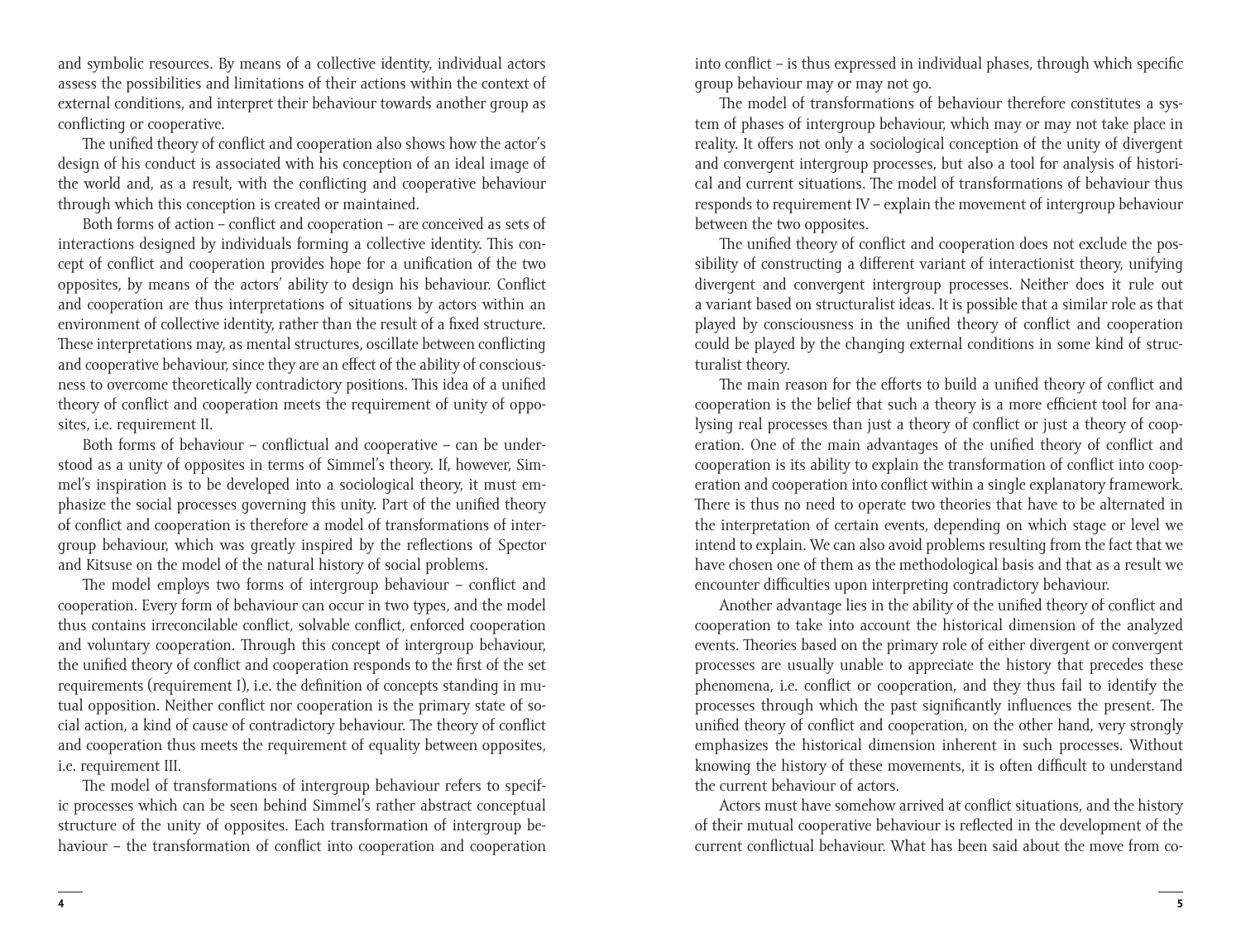and symbolic resources. By means of a collective identity, individual actors assess the possibilities and limitations of their actions within the context of external conditions, and interpret their behaviour towards another group as conflicting or cooperative.

The unified theory of conflict and cooperation also shows how the actor's design of his conduct is associated with his conception of an ideal image of the world and, as a result, with the conflicting and cooperative behaviour through which this conception is created or maintained.

Both forms of action – conflict and cooperation – are conceived as sets of interactions designed by individuals forming a collective identity. This concept of conflict and cooperation provides hope for a unification of the two opposites, by means of the actors' ability to design his behaviour. Conflict and cooperation are thus interpretations of situations by actors within an environment of collective identity, rather than the result of a fixed structure. These interpretations may, as mental structures, oscillate between conflicting and cooperative behaviour, since they are an effect of the ability of consciousness to overcome theoretically contradictory positions. This idea of a unified theory of conflict and cooperation meets the requirement of unity of opposites, i.e. requirement II.

Both forms of behaviour – conflictual and cooperative – can be understood as a unity of opposites in terms of Simmel's theory. If, however, Simmel's inspiration is to be developed into a sociological theory, it must emphasize the social processes governing this unity. Part of the unified theory of conflict and cooperation is therefore a model of transformations of intergroup behaviour, which was greatly inspired by the reflections of Spector and Kitsuse on the model of the natural history of social problems.

The model employs two forms of intergroup behaviour – conflict and cooperation. Every form of behaviour can occur in two types, and the model thus contains irreconcilable conflict, solvable conflict, enforced cooperation and voluntary cooperation. Through this concept of intergroup behaviour, the unified theory of conflict and cooperation responds to the first of the set requirements (requirement I), i.e. the definition of concepts standing in mutual opposition. Neither conflict nor cooperation is the primary state of social action, a kind of cause of contradictory behaviour. The theory of conflict and cooperation thus meets the requirement of equality between opposites, i.e. requirement III.

The model of transformations of intergroup behaviour refers to specific processes which can be seen behind Simmel's rather abstract conceptual structure of the unity of opposites. Each transformation of intergroup behaviour – the transformation of conflict into cooperation and cooperation into conflict – is thus expressed in individual phases, through which specific group behaviour may or may not go.

The model of transformations of behaviour therefore constitutes a system of phases of intergroup behaviour, which may or may not take place in reality. It offers not only a sociological conception of the unity of divergent and convergent intergroup processes, but also a tool for analysis of historical and current situations. The model of transformations of behaviour thus responds to requirement IV – explain the movement of intergroup behaviour between the two opposites.

The unified theory of conflict and cooperation does not exclude the possibility of constructing a different variant of interactionist theory, unifying divergent and convergent intergroup processes. Neither does it rule out a variant based on structuralist ideas. It is possible that a similar role as that played by consciousness in the unified theory of conflict and cooperation could be played by the changing external conditions in some kind of structuralist theory.

The main reason for the efforts to build a unified theory of conflict and cooperation is the belief that such a theory is a more efficient tool for analysing real processes than just a theory of conflict or just a theory of cooperation. One of the main advantages of the unified theory of conflict and cooperation is its ability to explain the transformation of conflict into cooperation and cooperation into conflict within a single explanatory framework. There is thus no need to operate two theories that have to be alternated in the interpretation of certain events, depending on which stage or level we intend to explain. We can also avoid problems resulting from the fact that we have chosen one of them as the methodological basis and that as a result we encounter difficulties upon interpreting contradictory behaviour.

Another advantage lies in the ability of the unified theory of conflict and cooperation to take into account the historical dimension of the analyzed events. Theories based on the primary role of either divergent or convergent processes are usually unable to appreciate the history that precedes these phenomena, i.e. conflict or cooperation, and they thus fail to identify the processes through which the past significantly influences the present. The unified theory of conflict and cooperation, on the other hand, very strongly emphasizes the historical dimension inherent in such processes. Without knowing the history of these movements, it is often difficult to understand the current behaviour of actors.

Actors must have somehow arrived at conflict situations, and the history of their mutual cooperative behaviour is reflected in the development of the current conflictual behaviour. What has been said about the move from co-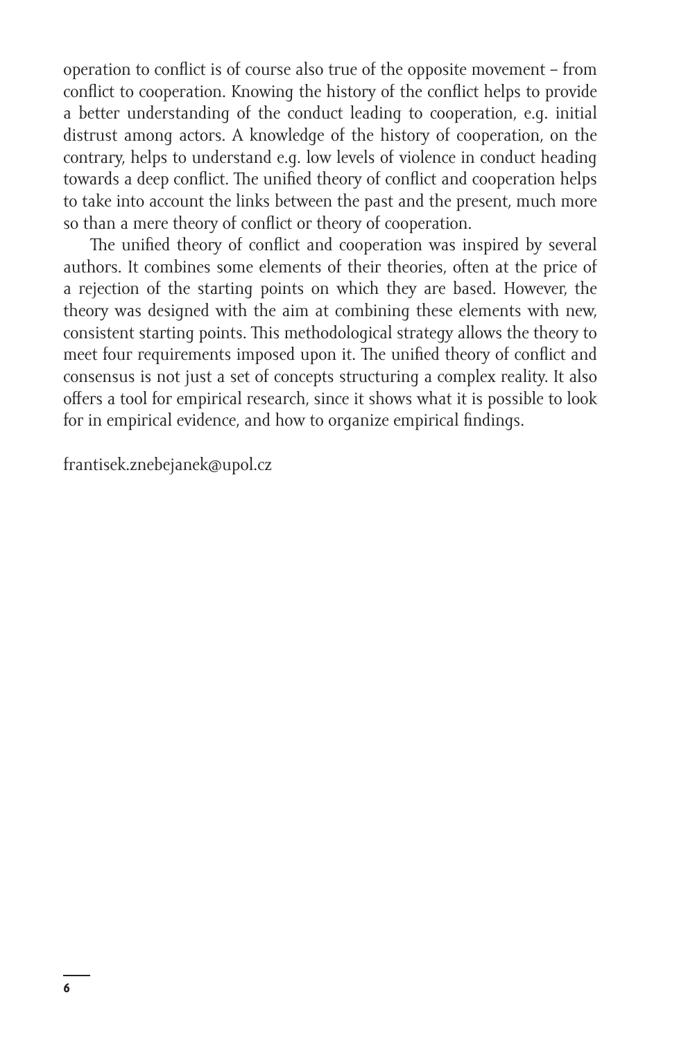operation to conflict is of course also true of the opposite movement – from conflict to cooperation. Knowing the history of the conflict helps to provide a better understanding of the conduct leading to cooperation, e.g. initial distrust among actors. A knowledge of the history of cooperation, on the contrary, helps to understand e.g. low levels of violence in conduct heading towards a deep conflict. The unified theory of conflict and cooperation helps to take into account the links between the past and the present, much more so than a mere theory of conflict or theory of cooperation.

The unified theory of conflict and cooperation was inspired by several authors. It combines some elements of their theories, often at the price of a rejection of the starting points on which they are based. However, the theory was designed with the aim at combining these elements with new, consistent starting points. This methodological strategy allows the theory to meet four requirements imposed upon it. The unified theory of conflict and consensus is not just a set of concepts structuring a complex reality. It also offers a tool for empirical research, since it shows what it is possible to look for in empirical evidence, and how to organize empirical findings.

frantisek.znebejanek@upol.cz